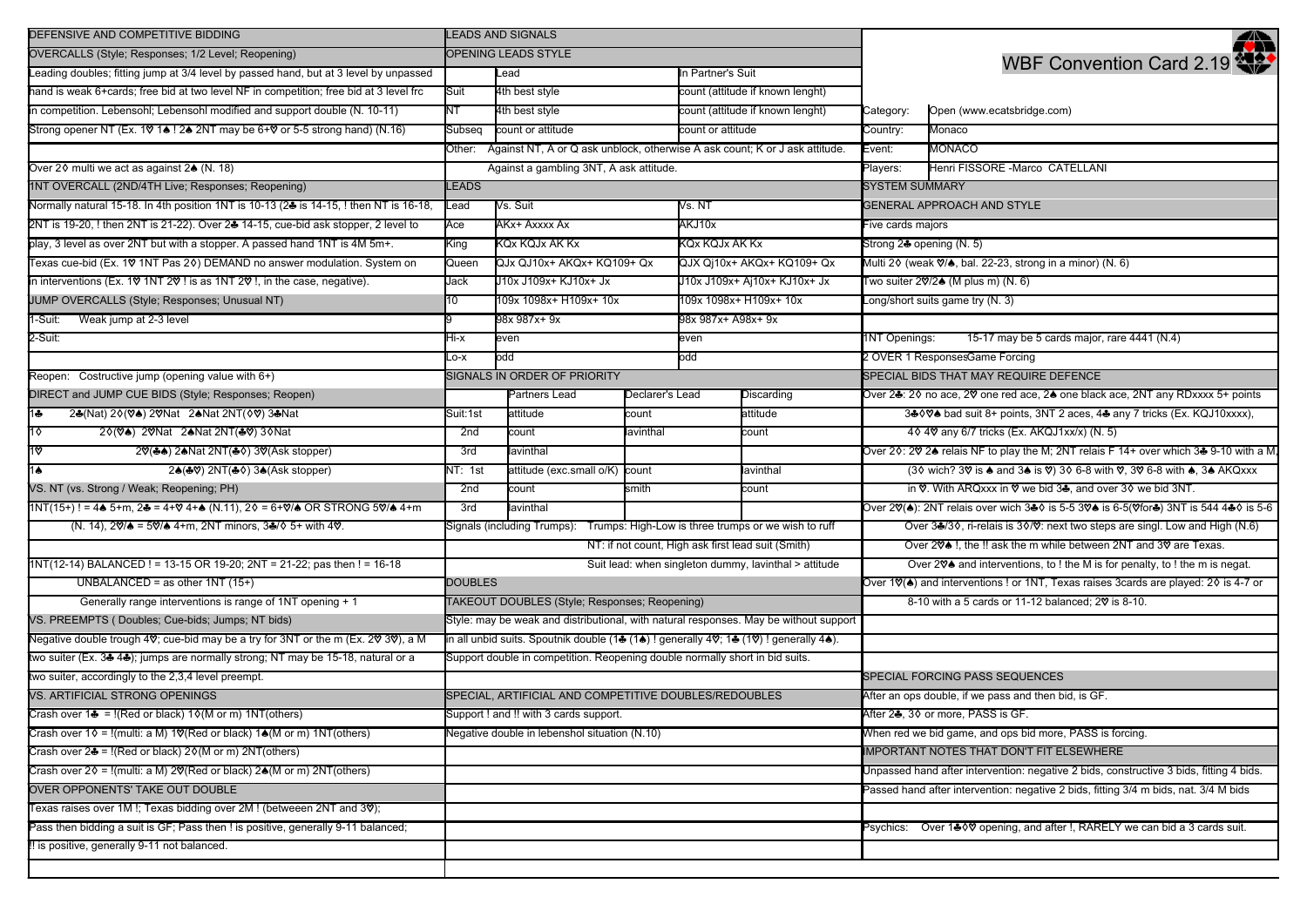# WBF Convention Card 2.19

| | |
|---|---|
| Category: | Open (www.ecatsbridge.com) |
| Country: | Monaco |
| Event: | MONACO |
| Players: | Henri FISSORE -Marco CATELLANI |

## SYSTEM SUMMARY

### GENERAL APPROACH AND STYLE

Five cards majors

Strong 2♣ opening (N. 5)

Multi 2♢ (weak ♡/♠, bal. 22-23, strong in a minor) (N. 6)

Two suiter 2♡/2♠ (M plus m) (N. 6)

Long/short suits game try (N. 3)

1NT Openings: 15-17 may be 5 cards major, rare 4441 (N.4)

2 OVER 1 Responses Game Forcing

### SPECIAL BIDS THAT MAY REQUIRE DEFENCE

Over 2♣: 2♢ no ace, 2♡ one red ace, 2♠ one black ace, 2NT any RDxxxx 5+ points

3♣♢♡♠ bad suit 8+ points, 3NT 2 aces, 4♣ any 7 tricks (Ex. KQJ10xxxx),

4♢ 4♡ any 6/7 tricks (Ex. AKQJ1xx/x) (N. 5)

Over 2♢: 2♡ 2♠ relais NF to play the M; 2NT relais F 14+ over which 3♣ 9-10 with a M,

(3♢ wich? 3♡ is ♠ and 3♠ is ♡) 3♢ 6-8 with ♡, 3♡ 6-8 with ♠, 3♠ AKQxxx

in ♡. With ARQxxx in ♡ we bid 3♣, and over 3♢ we bid 3NT.

Over 2♡(♠): 2NT relais over wich 3♣♢ is 5-5 3♡♠ is 6-5(♡for♣) 3NT is 544 4♣♢ is 5-6

Over 3♣/3♢, ri-relais is 3♢/♡: next two steps are singl. Low and High (N.6)

Over 2♡♠ !, the !! ask the m while between 2NT and 3♡ are Texas.

Over 2♡♠ and interventions, to ! the M is for penalty, to ! the m is negat.

Over 1♡(♠) and interventions ! or 1NT, Texas raises 3cards are played: 2♢ is 4-7 or

8-10 with a 5 cards or 11-12 balanced; 2♡ is 8-10.

### SPECIAL FORCING PASS SEQUENCES

After an ops double, if we pass and then bid, is GF.

After 2♣, 3♢ or more, PASS is GF.

When red we bid game, and ops bid more, PASS is forcing.

### IMPORTANT NOTES THAT DON'T FIT ELSEWHERE

Unpassed hand after intervention: negative 2 bids, constructive 3 bids, fitting 4 bids.

Passed hand after intervention: negative 2 bids, fitting 3/4 m bids, nat. 3/4 M bids

Psychics: Over 1♣♢♡ opening, and after !, RARELY we can bid a 3 cards suit.

## DEFENSIVE AND COMPETITIVE BIDDING

### OVERCALLS (Style; Responses; 1/2 Level; Reopening)

Leading doubles; fitting jump at 3/4 level by passed hand, but at 3 level by unpassed hand is weak 6+cards; free bid at two level NF in competition; free bid at 3 level frc in competition. Lebensohl; Lebensohl modified and support double (N. 10-11)

Strong opener NT (Ex. 1♡ 1♠ ! 2♠ 2NT may be 6+♡ or 5-5 strong hand) (N.16)

Over 2♢ multi we act as against 2♠ (N. 18)

### 1NT OVERCALL (2ND/4TH Live; Responses; Reopening)

Normally natural 15-18. In 4th position 1NT is 10-13 (2♣ is 14-15, ! then NT is 16-18, 2NT is 19-20, ! then 2NT is 21-22). Over 2♣ 14-15, cue-bid ask stopper, 2 level to play, 3 level as over 2NT but with a stopper. A passed hand 1NT is 4M 5m+.

Texas cue-bid (Ex. 1♡ 1NT Pas 2♢) DEMAND no answer modulation. System on in interventions (Ex. 1♡ 1NT 2♡ ! is as 1NT 2♡ !, in the case, negative).

### JUMP OVERCALLS (Style; Responses; Unusual NT)

1-Suit: Weak jump at 2-3 level

2-Suit:

Reopen: Costructive jump (opening value with 6+)

### DIRECT and JUMP CUE BIDS (Style; Responses; Reopen)

1♣ 2♣(Nat) 2♢(♡♠) 2♡Nat 2♠Nat 2NT(♢♡) 3♣Nat

1♢ 2♢(♡♠) 2♡Nat 2♠Nat 2NT(♣♡) 3♢Nat

1♡ 2♡(♣♠) 2♠Nat 2NT(♣♢) 3♡(Ask stopper)

1♠ 2♠(♣♡) 2NT(♣♢) 3♠(Ask stopper)

### VS. NT (vs. Strong / Weak; Reopening; PH)

1NT(15+) ! = 4♠ 5+m, 2♣ = 4+♡ 4+♠ (N.11), 2♢ = 6+♡/♠ OR STRONG 5♡/♠ 4+m (N. 14), 2♡/♠ = 5♡/♠ 4+m, 2NT minors, 3♣/♢ 5+ with 4♡.

1NT(12-14) BALANCED ! = 13-15 OR 19-20; 2NT = 21-22; pas then ! = 16-18

UNBALANCED = as other 1NT (15+)

Generally range interventions is range of 1NT opening + 1

### VS. PREEMPTS ( Doubles; Cue-bids; Jumps; NT bids)

Negative double trough 4♡; cue-bid may be a try for 3NT or the m (Ex. 2♡ 3♡), a M two suiter (Ex. 3♣ 4♣); jumps are normally strong; NT may be 15-18, natural or a two suiter, accordingly to the 2,3,4 level preempt.

### VS. ARTIFICIAL STRONG OPENINGS

Crash over 1♣ = !(Red or black) 1♢(M or m) 1NT(others)

Crash over 1♢ = !(multi: a M) 1♡(Red or black) 1♠(M or m) 1NT(others)

Crash over 2♣ = !(Red or black) 2♢(M or m) 2NT(others)

Crash over 2♢ = !(multi: a M) 2♡(Red or black) 2♠(M or m) 2NT(others)

### OVER OPPONENTS' TAKE OUT DOUBLE

Texas raises over 1M !; Texas bidding over 2M ! (betweeen 2NT and 3♡);

Pass then bidding a suit is GF; Pass then ! is positive, generally 9-11 balanced;

!! is positive, generally 9-11 not balanced.

## LEADS AND SIGNALS

### OPENING LEADS STYLE

| | Lead | In Partner's Suit |
|---|---|---|
| Suit | 4th best style | count (attitude if known lenght) |
| NT | 4th best style | count (attitude if known lenght) |
| Subseq | count or attitude | count or attitude |

Other: Against NT, A or Q ask unblock, otherwise A ask count; K or J ask attitude.

Against a gambling 3NT, A ask attitude.

### LEADS

| Lead | Vs. Suit | Vs. NT |
|---|---|---|
| Ace | AKx+ Axxxx Ax | AKJ10x |
| King | KQx KQJx AK Kx | KQx KQJx AK Kx |
| Queen | QJx QJ10x+ AKQx+ KQ109+ Qx | QJx Qj10x+ AKQx+ KQ109+ Qx |
| Jack | J10x J109x+ KJ10x+ Jx | J10x J109x+ Aj10x+ KJ10x+ Jx |
| 10 | 109x 1098x+ H109x+ 10x | 109x 1098x+ H109x+ 10x |
| 9 | 98x 987x+ 9x | 98x 987x+ A98x+ 9x |
| Hi-x | even | even |
| Lo-x | odd | odd |

### SIGNALS IN ORDER OF PRIORITY

| | | Partners Lead | Declarer's Lead | Discarding |
|---|---|---|---|---|
| Suit: | 1st | attitude | count | attitude |
| | 2nd | count | lavinthal | count |
| | 3rd | lavinthal | | |
| NT: | 1st | attitude (exc.small o/K) | count | lavinthal |
| | 2nd | count | smith | count |
| | 3rd | lavinthal | | |

Signals (including Trumps): Trumps: High-Low is three trumps or we wish to ruff

NT: if not count, High ask first lead suit (Smith)

Suit lead: when singleton dummy, lavinthal > attitude

## DOUBLES

### TAKEOUT DOUBLES (Style; Responses; Reopening)

Style: may be weak and distributional, with natural responses. May be without support in all unbid suits. Spoutnik double (1♣ (1♠) ! generally 4♡; 1♣ (1♡) ! generally 4♠).

Support double in competition. Reopening double normally short in bid suits.

### SPECIAL, ARTIFICIAL AND COMPETITIVE DOUBLES/REDOUBLES

Support ! and !! with 3 cards support.

Negative double in lebensohl situation (N.10)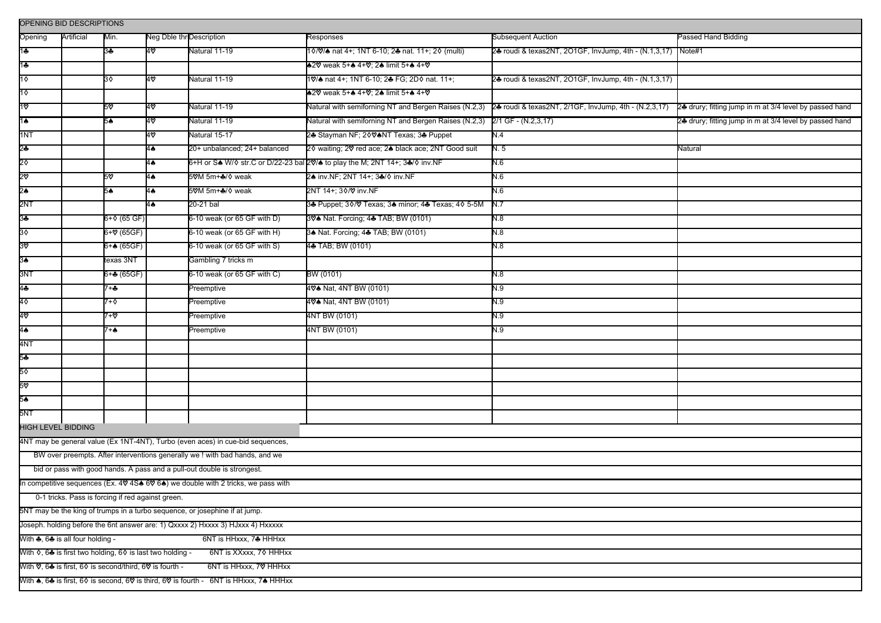## OPENING BID DESCRIPTIONS

| Opening | Artificial | Min. | Neg Dble thr | Description | Responses | Subsequent Auction | Passed Hand Bidding |
|---|---|---|---|---|---|---|---|
| 1♣ | | 3♣ | 4♡ | Natural 11-19 | 1♢/♡/♠ nat 4+; 1NT 6-10; 2♣ nat. 11+; 2♢ (multi) | 2♣ roudi & texas2NT, 2O1GF, InvJump, 4th - (N.1,3,17) | Note#1 |
| 1♣ | | | | | ♠2♡ weak 5+♠ 4+♡; 2♠ limit 5+♠ 4+♡ | | |
| 1♢ | | 3♢ | 4♡ | Natural 11-19 | 1♡/♠ nat 4+; 1NT 6-10; 2♣ FG; 2D♢ nat. 11+; | 2♣ roudi & texas2NT, 2O1GF, InvJump, 4th - (N.1,3,17) | |
| 1♢ | | | | | ♠2♡ weak 5+♠ 4+♡; 2♠ limit 5+♠ 4+♡ | | |
| 1♡ | | 5♡ | 4♡ | Natural 11-19 | Natural with semiforning NT and Bergen Raises (N.2,3) | 2♣ roudi & texas2NT, 2/1GF, InvJump, 4th - (N.2,3,17) | 2♣ drury; fitting jump in m at 3/4 level by passed hand |
| 1♠ | | 5♠ | 4♡ | Natural 11-19 | Natural with semiforning NT and Bergen Raises (N.2,3) | 2/1 GF - (N.2,3,17) | 2♣ drury; fitting jump in m at 3/4 level by passed hand |
| 1NT | | | 4♡ | Natural 15-17 | 2♣ Stayman NF; 2♢♡♠NT Texas; 3♣ Puppet | N.4 | |
| 2♣ | | | 4♠ | 20+ unbalanced; 24+ balanced | 2♢ waiting; 2♡ red ace; 2♠ black ace; 2NT Good suit | N. 5 | Natural |
| 2♢ | | | 4♠ | 6+H or S♠ W/♢ str.C or D/22-23 bal | 2♡/♠ to play the M; 2NT 14+; 3♣/♢ inv.NF | N.6 | |
| 2♡ | | 5♡ | 4♠ | 5♡M 5m+♣/♢ weak | 2♠ inv.NF; 2NT 14+; 3♣/♢ inv.NF | N.6 | |
| 2♠ | | 5♠ | 4♠ | 5♡M 5m+♣/♢ weak | 2NT 14+; 3♢/♡ inv.NF | N.6 | |
| 2NT | | | 4♠ | 20-21 bal | 3♣ Puppet; 3♢/♡ Texas; 3♠ minor; 4♣ Texas; 4♢ 5-5M | N.7 | |
| 3♣ | | 6+♢ (65 GF) | | 6-10 weak (or 65 GF with D) | 3♡♠ Nat. Forcing; 4♣ TAB; BW (0101) | N.8 | |
| 3♢ | | 6+♡ (65GF) | | 6-10 weak (or 65 GF with H) | 3♠ Nat. Forcing; 4♣ TAB; BW (0101) | N.8 | |
| 3♡ | | 6+♠ (65GF) | | 6-10 weak (or 65 GF with S) | 4♣ TAB; BW (0101) | N.8 | |
| 3♠ | | texas 3NT | | Gambling 7 tricks m | | | |
| 3NT | | 6+♣ (65GF) | | 6-10 weak (or 65 GF with C) | BW (0101) | N.8 | |
| 4♣ | | 7+♣ | | Preemptive | 4♡♠ Nat, 4NT BW (0101) | N.9 | |
| 4♢ | | 7+♢ | | Preemptive | 4♡♠ Nat, 4NT BW (0101) | N.9 | |
| 4♡ | | 7+♡ | | Preemptive | 4NT BW (0101) | N.9 | |
| 4♠ | | 7+♠ | | Preemptive | 4NT BW (0101) | N.9 | |
| 4NT | | | | | | | |
| 5♣ | | | | | | | |
| 5♢ | | | | | | | |
| 5♡ | | | | | | | |
| 5♠ | | | | | | | |
| 5NT | | | | | | | |

## HIGH LEVEL BIDDING

4NT may be general value (Ex 1NT-4NT), Turbo (even aces) in cue-bid sequences,
BW over preempts. After interventions generally we ! with bad hands, and we
bid or pass with good hands. A pass and a pull-out double is strongest.

In competitive sequences (Ex. 4♡ 4S♠ 6♡ 6♠) we double with 2 tricks, we pass with
0-1 tricks. Pass is forcing if red against green.

5NT may be the king of trumps in a turbo sequence, or josephine if at jump.

Joseph. holding before the 6nt answer are: 1) Qxxxx 2) Hxxxx 3) HJxxx 4) Hxxxxx

With ♣, 6♣ is all four holding - 6NT is HHxxx, 7♣ HHHxx

With ♢, 6♣ is first two holding, 6♢ is last two holding - 6NT is XXxxx, 7♢ HHHxx

With ♡, 6♣ is first, 6♢ is second/third, 6♡ is fourth - 6NT is HHxxx, 7♡ HHHxx

With ♠, 6♣ is first, 6♢ is second, 6♡ is third, 6♡ is fourth - 6NT is HHxxx, 7♠ HHHxx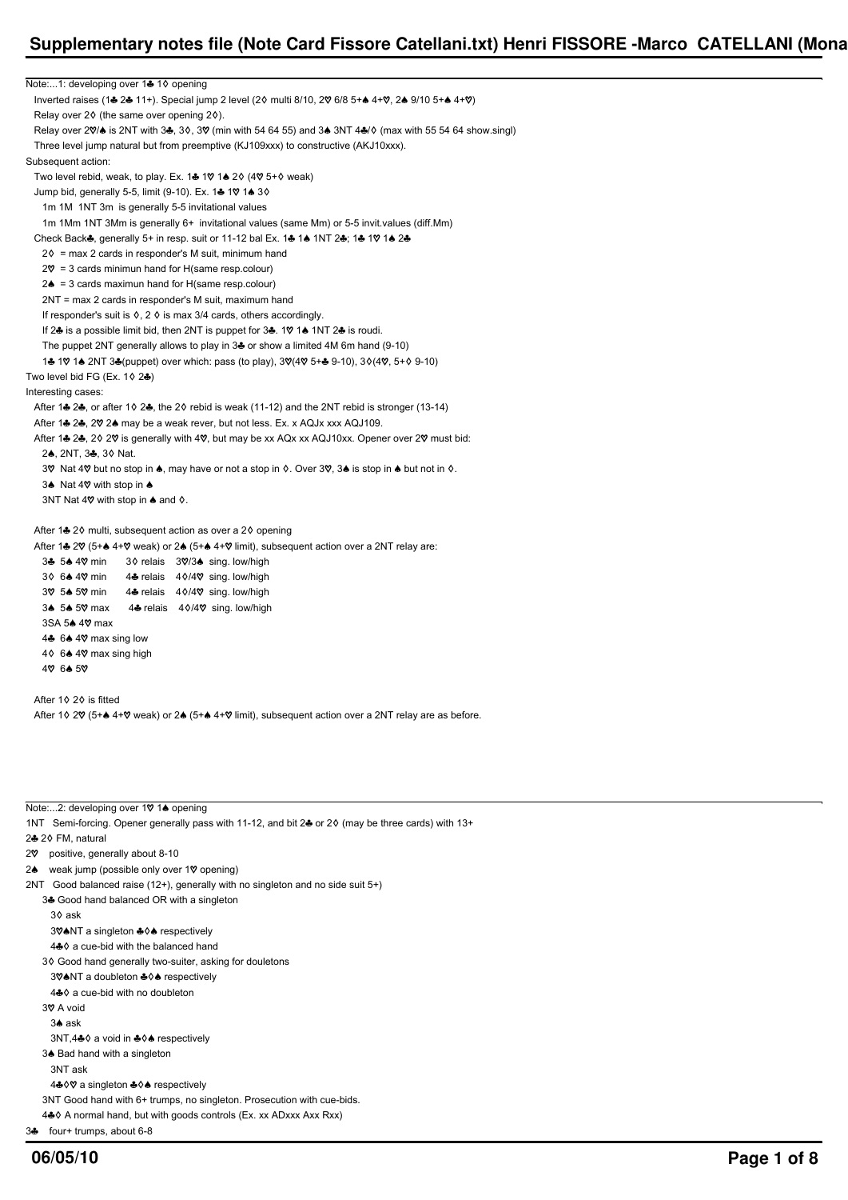Note:...1: developing over 1♣ 1◊ opening

Inverted raises (1♣ 2♣ 11+). Special jump 2 level (2◊ multi 8/10, 2♡ 6/8 5+♠ 4+♡, 2♠ 9/10 5+♠ 4+♡)

Relay over 2◊ (the same over opening 2◊).

Relay over 2♡/♠ is 2NT with 3♣, 3◊, 3♡ (min with 54 64 55) and 3♠ 3NT 4♣/◊ (max with 55 54 64 show.singl)

Three level jump natural but from preemptive (KJ109xxx) to constructive (AKJ10xxx).

Subsequent action:

Two level rebid, weak, to play. Ex. 1♣ 1♡ 1♠ 2◊ (4♡ 5+◊ weak)

Jump bid, generally 5-5, limit (9-10). Ex. 1♣ 1♡ 1♠ 3◊

1m 1M 1NT 3m is generally 5-5 invitational values

1m 1Mm 1NT 3Mm is generally 6+ invitational values (same Mm) or 5-5 invit.values (diff.Mm)

Check Back♣, generally 5+ in resp. suit or 11-12 bal Ex. 1♣ 1♠ 1NT 2♣; 1♣ 1♡ 1♠ 2♣

2◊ = max 2 cards in responder's M suit, minimum hand

2♡ = 3 cards minimun hand for H(same resp.colour)

2♠ = 3 cards maximun hand for H(same resp.colour)

2NT = max 2 cards in responder's M suit, maximum hand

If responder's suit is ◊, 2 ◊ is max 3/4 cards, others accordingly.

If 2♣ is a possible limit bid, then 2NT is puppet for 3♣. 1♡ 1♠ 1NT 2♣ is roudi.

The puppet 2NT generally allows to play in 3♣ or show a limited 4M 6m hand (9-10)

1♣ 1♡ 1♠ 2NT 3♣(puppet) over which: pass (to play), 3♡(4♡ 5+♣ 9-10), 3◊(4♡, 5+◊ 9-10)

Two level bid FG (Ex. 1◊ 2♣)

Interesting cases:

After 1♣ 2♣, or after 1◊ 2♣, the 2◊ rebid is weak (11-12) and the 2NT rebid is stronger (13-14)

After 1♣ 2♣, 2♡ 2♠ may be a weak rever, but not less. Ex. x AQJx xxx AQJ109.

After 1♣ 2♣, 2◊ 2♡ is generally with 4♡, but may be xx AQx xx AQJ10xx. Opener over 2♡ must bid:

2♠, 2NT, 3♣, 3◊ Nat.

3♡ Nat 4♡ but no stop in ♠, may have or not a stop in ◊. Over 3♡, 3♠ is stop in ♠ but not in ◊.

3♠ Nat 4♡ with stop in ♠

3NT Nat 4♡ with stop in ♠ and ◊.

After 1♣ 2◊ multi, subsequent action as over a 2◊ opening

After 1♣ 2♡ (5+♠ 4+♡ weak) or 2♠ (5+♠ 4+♡ limit), subsequent action over a 2NT relay are:

3♣ 5♠ 4♡ min 3◊ relais 3♡/3♠ sing. low/high

3◊ 6♠ 4♡ min 4♣ relais 4◊/4♡ sing. low/high

3♡ 5♠ 5♡ min 4♣ relais 4◊/4♡ sing. low/high

3♠ 5♠ 5♡ max 4♣ relais 4◊/4♡ sing. low/high

3SA 5♠ 4♡ max

4♣ 6♠ 4♡ max sing low

4◊ 6♠ 4♡ max sing high

4♡ 6♠ 5♡

After 1◊ 2◊ is fitted

After 1◊ 2♡ (5+♠ 4+♡ weak) or 2♠ (5+♠ 4+♡ limit), subsequent action over a 2NT relay are as before.

Note:...2: developing over 1♡ 1♠ opening

1NT Semi-forcing. Opener generally pass with 11-12, and bit 2♣ or 2◊ (may be three cards) with 13+

2♣ 2◊ FM, natural

2♡ positive, generally about 8-10

2♠ weak jump (possible only over 1♡ opening)

2NT Good balanced raise (12+), generally with no singleton and no side suit 5+)

3♣ Good hand balanced OR with a singleton

3◊ ask

3♡♠NT a singleton ♣◊♠ respectively

4♣◊ a cue-bid with the balanced hand

3◊ Good hand generally two-suiter, asking for douletons

3♡♠NT a doubleton ♣◊♠ respectively

4♣◊ a cue-bid with no doubleton

3♡ A void

3♠ ask

3NT,4♣◊ a void in ♣◊♠ respectively

3♠ Bad hand with a singleton

3NT ask

4♣◊♡ a singleton ♣◊♠ respectively

3NT Good hand with 6+ trumps, no singleton. Prosecution with cue-bids.

4♣◊ A normal hand, but with goods controls (Ex. xx ADxxx Axx Rxx)

3♣ four+ trumps, about 6-8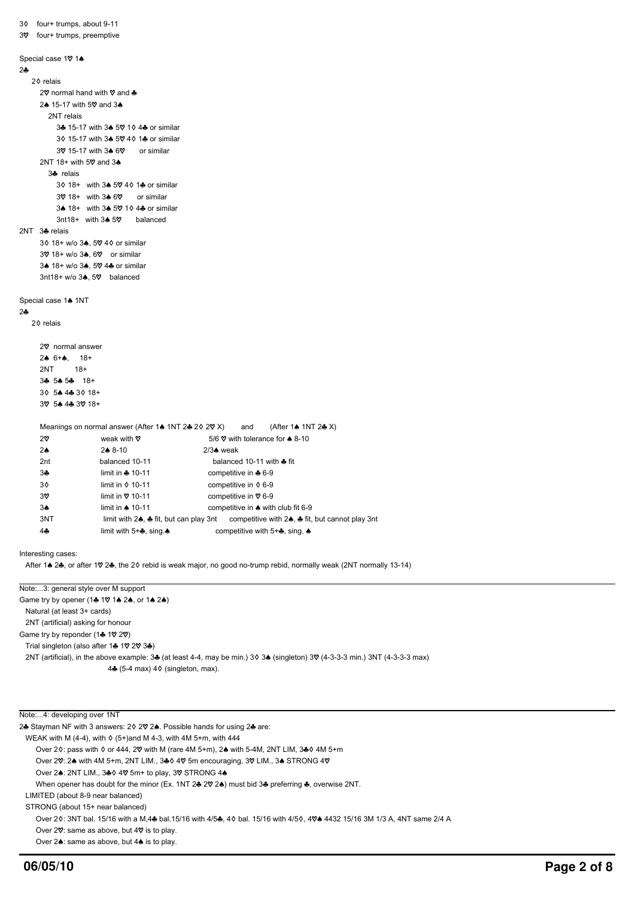3♦ four+ trumps, about 9-11

3♥ four+ trumps, preemptive

Special case 1♥ 1♠

2♣

- 2♦ relais
  - 2♥ normal hand with ♥ and ♣
  - 2♠ 15-17 with 5♥ and 3♠
    - 2NT relais
      - 3♣ 15-17 with 3♠ 5♥ 1♦ 4♣ or similar
      - 3♦ 15-17 with 3♠ 5♥ 4♦ 1♣ or similar
      - 3♥ 15-17 with 3♠ 6♥ or similar
  - 2NT 18+ with 5♥ and 3♠
    - 3♣ relais
      - 3♦ 18+ with 3♠ 5♥ 4♦ 1♣ or similar
      - 3♥ 18+ with 3♠ 6♥ or similar
      - 3♠ 18+ with 3♠ 5♥ 1♦ 4♣ or similar
      - 3nt18+ with 3♠ 5♥ balanced

2NT 3♣ relais

- 3♦ 18+ w/o 3♠, 5♥ 4♦ or similar
- 3♥ 18+ w/o 3♠, 6♥ or similar
- 3♠ 18+ w/o 3♠, 5♥ 4♣ or similar
- 3nt18+ w/o 3♠, 5♥ balanced

Special case 1♠ 1NT

2♣

- 2♦ relais

  - 2♥ normal answer
  - 2♠ 6+♠, 18+
  - 2NT 18+
  - 3♣ 5♠ 5♣ 18+
  - 3♦ 5♠ 4♣ 3♦ 18+
  - 3♥ 5♠ 4♣ 3♥ 18+

| | Meanings on normal answer (After 1♠ 1NT 2♣ 2♦ 2♥ X) | and (After 1♠ 1NT 2♣ X) |
|---|---|---|
| 2♥ | weak with ♥ | 5/6 ♥ with tolerance for ♠ 8-10 |
| 2♠ | 2♠ 8-10 | 2/3♠ weak |
| 2nt | balanced 10-11 | balanced 10-11 with ♣ fit |
| 3♣ | limit in ♣ 10-11 | competitive in ♣ 6-9 |
| 3♦ | limit in ♦ 10-11 | competitive in ♦ 6-9 |
| 3♥ | limit in ♥ 10-11 | competitive in ♥ 6-9 |
| 3♠ | limit in ♠ 10-11 | competitive in ♠ with club fit 6-9 |
| 3NT | limit with 2♠, ♣ fit, but can play 3nt | competitive with 2♠, ♣ fit, but cannot play 3nt |
| 4♣ | limit with 5+♣, sing.♠ | competitive with 5+♣, sing. ♠ |

Interesting cases:

After 1♠ 2♣, or after 1♥ 2♣, the 2♦ rebid is weak major, no good no-trump rebid, normally weak (2NT normally 13-14)

---

Note:...3: general style over M support

Game try by opener (1♣ 1♥ 1♠ 2♠, or 1♠ 2♠)

- Natural (at least 3+ cards)
- 2NT (artificial) asking for honour

Game try by reponder (1♣ 1♥ 2♥)

- Trial singleton (also after 1♣ 1♥ 2♥ 3♣)
- 2NT (artificial), in the above example: 3♣ (at least 4-4, may be min.) 3♦ 3♠ (singleton) 3♥ (4-3-3-3 min.) 3NT (4-3-3-3 max)
  4♣ (5-4 max) 4♦ (singleton, max).

---

Note:...4: developing over 1NT

2♣ Stayman NF with 3 answers: 2♦ 2♥ 2♠. Possible hands for using 2♣ are:

- WEAK with M (4-4), with ♦ (5+)and M 4-3, with 4M 5+m, with 444
  - Over 2♦: pass with ♦ or 444, 2♥ with M (rare 4M 5+m), 2♠ with 5-4M, 2NT LIM, 3♣♦ 4M 5+m
  - Over 2♥: 2♠ with 4M 5+m, 2NT LIM., 3♣♦ 4♥ 5m encouraging, 3♥ LIM., 3♠ STRONG 4♥
  - Over 2♠: 2NT LIM., 3♣♦ 4♥ 5m+ to play, 3♥ STRONG 4♠
  - When opener has doubt for the minor (Ex. 1NT 2♣ 2♥ 2♠) must bid 3♣ preferring ♣, overwise 2NT.
- LIMITED (about 8-9 near balanced)
- STRONG (about 15+ near balanced)
  - Over 2♦: 3NT bal. 15/16 with a M,4♣ bal.15/16 with 4/5♣, 4♦ bal. 15/16 with 4/5♦, 4♥♠ 4432 15/16 3M 1/3 A, 4NT same 2/4 A
  - Over 2♥: same as above, but 4♥ is to play.
  - Over 2♠: same as above, but 4♠ is to play.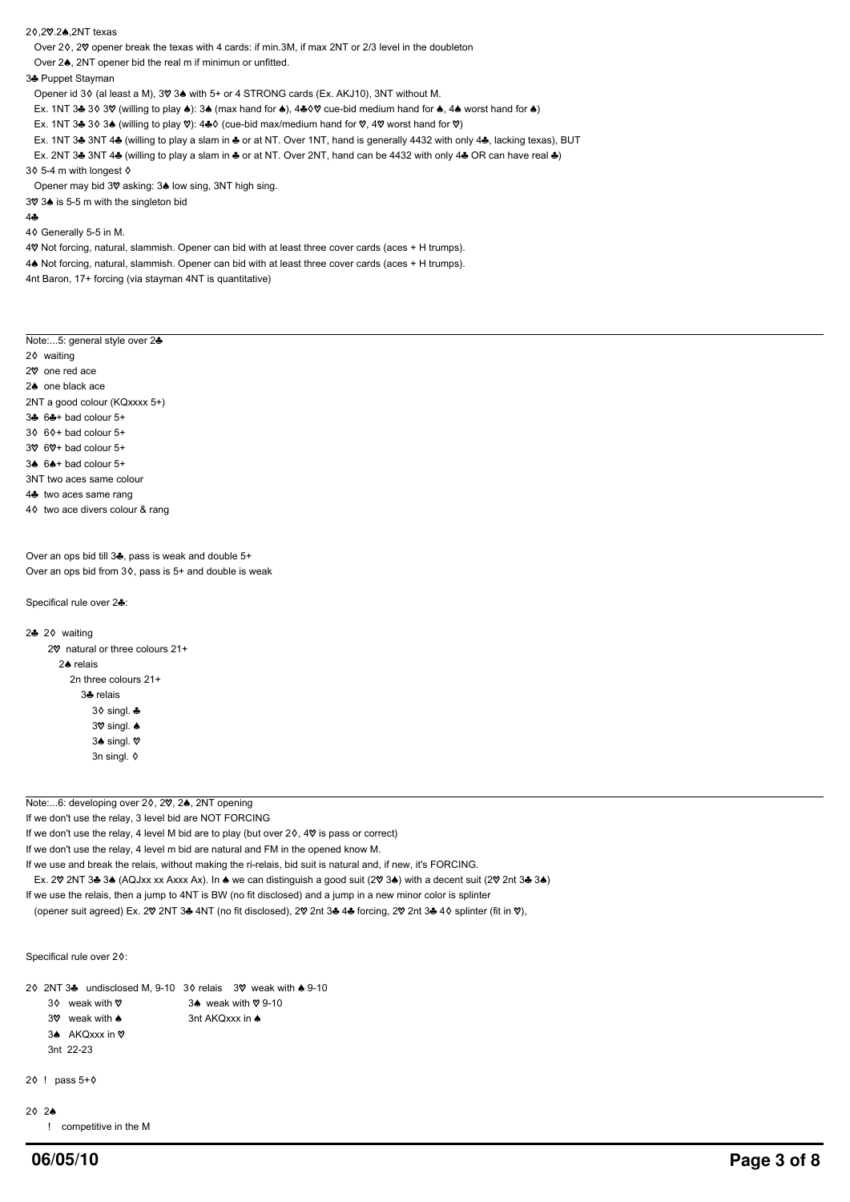2♦,2♡.2♠,2NT texas

Over 2♦, 2♡ opener break the texas with 4 cards: if min.3M, if max 2NT or 2/3 level in the doubleton

Over 2♠, 2NT opener bid the real m if minimun or unfitted.

3♣ Puppet Stayman

Opener id 3♦ (al least a M), 3♡ 3♠ with 5+ or 4 STRONG cards (Ex. AKJ10), 3NT without M.

Ex. 1NT 3♣ 3♦ 3♡ (willing to play ♠): 3♠ (max hand for ♠), 4♣♦♡ cue-bid medium hand for ♠, 4♠ worst hand for ♠)

Ex. 1NT 3♣ 3♦ 3♠ (willing to play ♡): 4♣♦ (cue-bid max/medium hand for ♡, 4♡ worst hand for ♡)

Ex. 1NT 3♣ 3NT 4♣ (willing to play a slam in ♣ or at NT. Over 1NT, hand is generally 4432 with only 4♣, lacking texas), BUT

Ex. 2NT 3♣ 3NT 4♣ (willing to play a slam in ♣ or at NT. Over 2NT, hand can be 4432 with only 4♣ OR can have real ♣)

3♦ 5-4 m with longest ♦

Opener may bid 3♡ asking: 3♠ low sing, 3NT high sing.

3♡ 3♠ is 5-5 m with the singleton bid

4♣

4♦ Generally 5-5 in M.

4♡ Not forcing, natural, slammish. Opener can bid with at least three cover cards (aces + H trumps).

4♠ Not forcing, natural, slammish. Opener can bid with at least three cover cards (aces + H trumps).

4nt Baron, 17+ forcing (via stayman 4NT is quantitative)

Note:...5: general style over 2♣

2♦ waiting

2♡ one red ace

2♠ one black ace

2NT a good colour (KQxxxx 5+)

3♣ 6♣+ bad colour 5+

3♦ 6♦+ bad colour 5+

3♡ 6♡+ bad colour 5+

3♠ 6♠+ bad colour 5+

3NT two aces same colour

4♣ two aces same rang

4♦ two ace divers colour & rang

Over an ops bid till 3♣, pass is weak and double 5+

Over an ops bid from 3♦, pass is 5+ and double is weak

Specifical rule over 2♣:

2♣ 2♦ waiting
- 2♡ natural or three colours 21+
  - 2♠ relais
    - 2n three colours 21+
      - 3♣ relais
        - 3♦ singl. ♣
        - 3♡ singl. ♠
        - 3♠ singl. ♡
        - 3n singl. ♦

Note:...6: developing over 2♦, 2♡, 2♠, 2NT opening

If we don't use the relay, 3 level bid are NOT FORCING

If we don't use the relay, 4 level M bid are to play (but over 2♦, 4♡ is pass or correct)

If we don't use the relay, 4 level m bid are natural and FM in the opened know M.

If we use and break the relais, without making the ri-relais, bid suit is natural and, if new, it's FORCING.

Ex. 2♡ 2NT 3♣ 3♠ (AQJxx xx Axxx Ax). In ♠ we can distinguish a good suit (2♡ 3♠) with a decent suit (2♡ 2nt 3♣ 3♠)

If we use the relais, then a jump to 4NT is BW (no fit disclosed) and a jump in a new minor color is splinter

(opener suit agreed) Ex. 2♡ 2NT 3♣ 4NT (no fit disclosed), 2♡ 2nt 3♣ 4♣ forcing, 2♡ 2nt 3♣ 4♦ splinter (fit in ♡),

Specifical rule over 2♦:

2♦ 2NT 3♣ undisclosed M, 9-10 — 3♦ relais — 3♡ weak with ♠ 9-10
- 3♦ weak with ♡ — 3♠ weak with ♡ 9-10
- 3♡ weak with ♠ — 3nt AKQxxx in ♠
- 3♠ AKQxxx in ♡
- 3nt 22-23

2♦ ! pass 5+♦

2♦ 2♠
- ! competitive in the M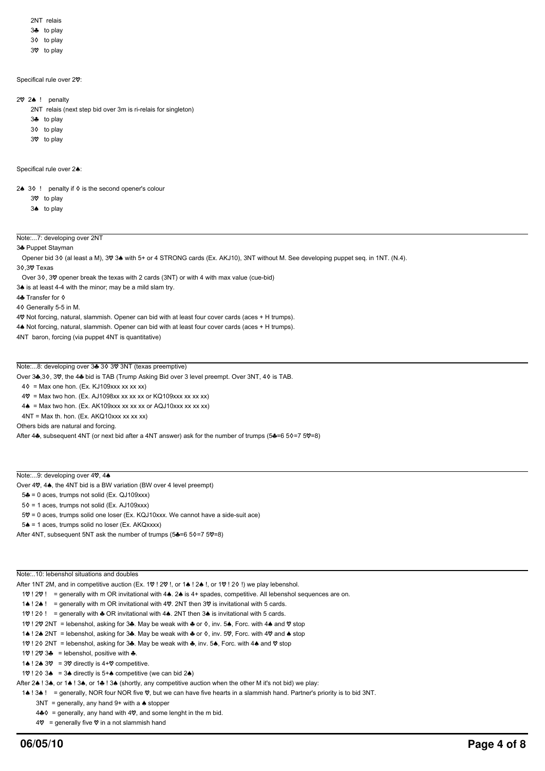2NT relais
3♣ to play
3◊ to play
3♡ to play

Specifical rule over 2♡:

2♡ 2♠ ! penalty
2NT relais (next step bid over 3m is ri-relais for singleton)
3♣ to play
3◊ to play
3♡ to play

Specifical rule over 2♠:

2♠ 3◊ ! penalty if ◊ is the second opener's colour
3♡ to play
3♠ to play

---

Note:...7: developing over 2NT

3♣ Puppet Stayman

Opener bid 3◊ (al least a M), 3♡ 3♠ with 5+ or 4 STRONG cards (Ex. AKJ10), 3NT without M. See developing puppet seq. in 1NT. (N.4).

3◊,3♡ Texas

Over 3◊, 3♡ opener break the texas with 2 cards (3NT) or with 4 with max value (cue-bid)

3♠ is at least 4-4 with the minor; may be a mild slam try.

4♣ Transfer for ◊

4◊ Generally 5-5 in M.

4♡ Not forcing, natural, slammish. Opener can bid with at least four cover cards (aces + H trumps).

4♠ Not forcing, natural, slammish. Opener can bid with at least four cover cards (aces + H trumps).

4NT baron, forcing (via puppet 4NT is quantitative)

---

Note:...8: developing over 3♣ 3◊ 3♡ 3NT (texas preemptive)

Over 3♣,3◊, 3♡, the 4♣ bid is TAB (Trump Asking Bid over 3 level preempt. Over 3NT, 4◊ is TAB.

4◊ = Max one hon. (Ex. KJ109xxx xx xx xx)
4♡ = Max two hon. (Ex. AJ1098xx xx xx xx or KQ109xxx xx xx xx)
4♠ = Max two hon. (Ex. AK109xxx xx xx xx or AQJ10xxx xx xx xx)
4NT = Max th. hon. (Ex. AKQ10xxx xx xx xx)

Others bids are natural and forcing.

After 4♣, subsequent 4NT (or next bid after a 4NT answer) ask for the number of trumps (5♣=6 5◊=7 5♡=8)

---

Note:...9: developing over 4♡, 4♠

Over 4♡, 4♠, the 4NT bid is a BW variation (BW over 4 level preempt)

5♣ = 0 aces, trumps not solid (Ex. QJ109xxx)
5◊ = 1 aces, trumps not solid (Ex. AJ109xxx)
5♡ = 0 aces, trumps solid one loser (Ex. KQJ10xxx. We cannot have a side-suit ace)
5♠ = 1 aces, trumps solid no loser (Ex. AKQxxxx)

After 4NT, subsequent 5NT ask the number of trumps (5♣=6 5◊=7 5♡=8)

---

Note:..10: lebenshol situations and doubles

After 1NT 2M, and in competitive auction (Ex. 1♡ ! 2♡ !, or 1♠ ! 2♠ !, or 1♡ ! 2◊ !) we play lebenshol.

1♡ ! 2♡ ! = generally with m OR invitational with 4♠. 2♠ is 4+ spades, competitive. All lebenshol sequences are on.
1♠ ! 2♠ ! = generally with m OR invitational with 4♡. 2NT then 3♡ is invitational with 5 cards.
1♡ ! 2◊ ! = generally with ♣ OR invitational with 4♠. 2NT then 3♠ is invitational with 5 cards.
1♡ ! 2♡ 2NT = lebenshol, asking for 3♣. May be weak with ♣ or ◊, inv. 5♠, Forc. with 4♠ and ♡ stop
1♠ ! 2♠ 2NT = lebenshol, asking for 3♣. May be weak with ♣ or ◊, inv. 5♡, Forc. with 4♡ and ♠ stop
1♡ ! 2◊ 2NT = lebenshol, asking for 3♣. May be weak with ♣, inv. 5♠, Forc. with 4♠ and ♡ stop
1♡ ! 2♡ 3♣ = lebenshol, positive with ♣.
1♠ ! 2♠ 3♡ = 3♡ directly is 4+♡ competitive.
1♡ ! 2◊ 3♠ = 3♠ directly is 5+♠ competitive (we can bid 2♠)

After 2♠ ! 3♠, or 1♠ ! 3♠, or 1♣ ! 3♠ (shortly, any competitive auction when the other M it's not bid) we play:

1♠ ! 3♠ ! = generally, NOR four NOR five ♡, but we can have five hearts in a slammish hand. Partner's priority is to bid 3NT.
3NT = generally, any hand 9+ with a ♠ stopper
4♣◊ = generally, any hand with 4♡, and some lenght in the m bid.
4♡ = generally five ♡ in a not slammish hand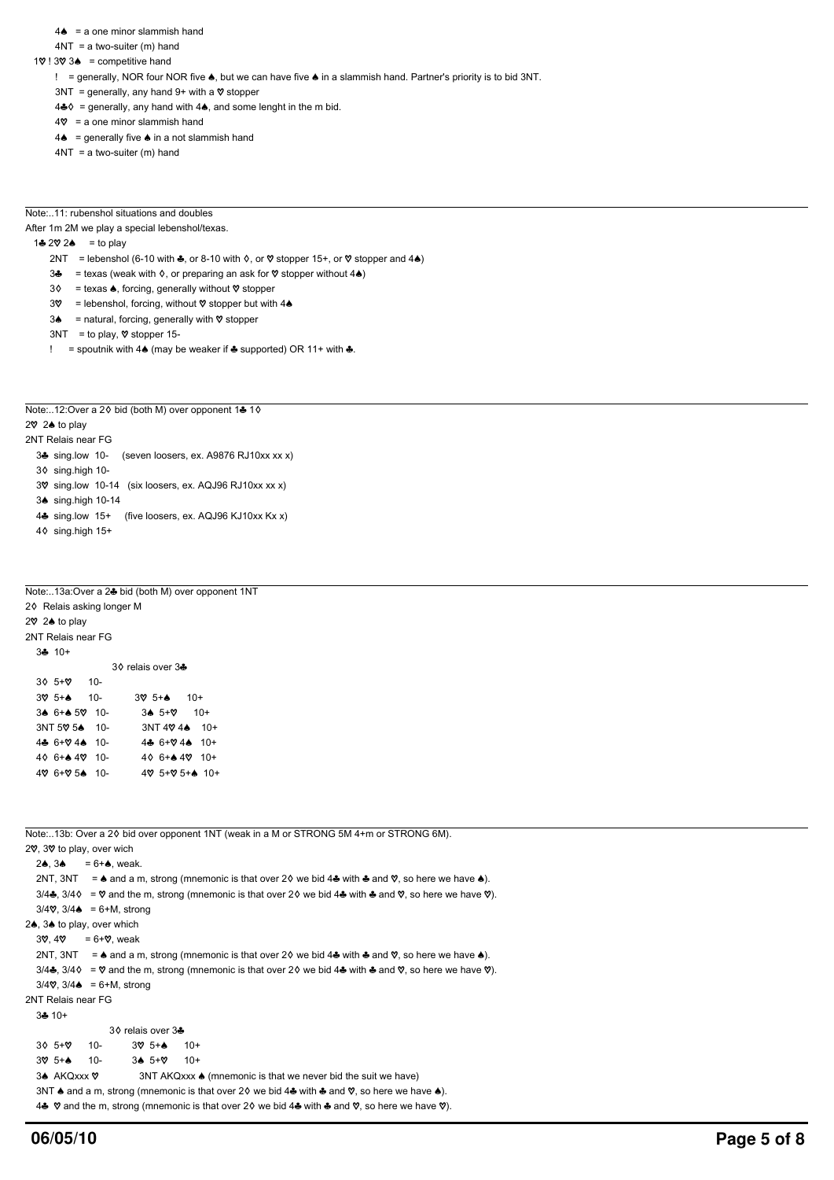4♠ = a one minor slammish hand

4NT = a two-suiter (m) hand

1♡ ! 3♡ 3♠ = competitive hand

! = generally, NOR four NOR five ♠, but we can have five ♠ in a slammish hand. Partner's priority is to bid 3NT.

3NT = generally, any hand 9+ with a ♡ stopper

4♣◊ = generally, any hand with 4♠, and some lenght in the m bid.

4♡ = a one minor slammish hand

4♠ = generally five ♠ in a not slammish hand

4NT = a two-suiter (m) hand

---

Note:..11: rubenshol situations and doubles

After 1m 2M we play a special lebenshol/texas.

1♣ 2♡ 2♠ = to play

2NT = lebenshol (6-10 with ♣, or 8-10 with ◊, or ♡ stopper 15+, or ♡ stopper and 4♠)

3♣ = texas (weak with ◊, or preparing an ask for ♡ stopper without 4♠)

3◊ = texas ♠, forcing, generally without ♡ stopper

3♡ = lebenshol, forcing, without ♡ stopper but with 4♠

3♠ = natural, forcing, generally with ♡ stopper

3NT = to play, ♡ stopper 15-

! = spoutnik with 4♠ (may be weaker if ♣ supported) OR 11+ with ♣.

---

Note:..12:Over a 2◊ bid (both M) over opponent 1♣ 1◊

2♡ 2♠ to play

2NT Relais near FG

3♣ sing.low 10- (seven loosers, ex. A9876 RJ10xx xx x)

3◊ sing.high 10-

3♡ sing.low 10-14 (six loosers, ex. AQJ96 RJ10xx xx x)

3♠ sing.high 10-14

4♣ sing.low 15+ (five loosers, ex. AQJ96 KJ10xx Kx x)

4◊ sing.high 15+

---

Note:..13a:Over a 2♣ bid (both M) over opponent 1NT

2◊ Relais asking longer M

2♡ 2♠ to play

2NT Relais near FG

3♣ 10+

| | 3◊ relais over 3♣ |
|---|---|
| 3◊ 5+♡ 10- | |
| 3♡ 5+♠ 10- | 3♡ 5+♠ 10+ |
| 3♠ 6+♠ 5♡ 10- | 3♠ 5+♡ 10+ |
| 3NT 5♡ 5♠ 10- | 3NT 4♡ 4♠ 10+ |
| 4♣ 6+♡ 4♠ 10- | 4♣ 6+♡ 4♠ 10+ |
| 4◊ 6+♠ 4♡ 10- | 4◊ 6+♠ 4♡ 10+ |
| 4♡ 6+♡ 5♠ 10- | 4♡ 5+♡ 5+♠ 10+ |

---

Note:..13b: Over a 2◊ bid over opponent 1NT (weak in a M or STRONG 5M 4+m or STRONG 6M).

2♡, 3♡ to play, over wich

2♠, 3♠ = 6+♠, weak.

2NT, 3NT = ♠ and a m, strong (mnemonic is that over 2◊ we bid 4♣ with ♣ and ♡, so here we have ♠).

3/4♣, 3/4◊ = ♡ and the m, strong (mnemonic is that over 2◊ we bid 4♣ with ♣ and ♡, so here we have ♡).

3/4♡, 3/4♠ = 6+M, strong

2♠, 3♠ to play, over which

3♡, 4♡ = 6+♡, weak

2NT, 3NT = ♠ and a m, strong (mnemonic is that over 2◊ we bid 4♣ with ♣ and ♡, so here we have ♠).

3/4♣, 3/4◊ = ♡ and the m, strong (mnemonic is that over 2◊ we bid 4♣ with ♣ and ♡, so here we have ♡).

3/4♡, 3/4♠ = 6+M, strong

2NT Relais near FG

3♣ 10+

| | 3◊ relais over 3♣ |
|---|---|
| 3◊ 5+♡ 10- | 3♡ 5+♠ 10+ |
| 3♡ 5+♠ 10- | 3♠ 5+♡ 10+ |
| 3♠ AKQxxx ♡ | 3NT AKQxxx ♠ (mnemonic is that we never bid the suit we have) |

3NT ♠ and a m, strong (mnemonic is that over 2◊ we bid 4♣ with ♣ and ♡, so here we have ♠).

4♣ ♡ and the m, strong (mnemonic is that over 2◊ we bid 4♣ with ♣ and ♡, so here we have ♡).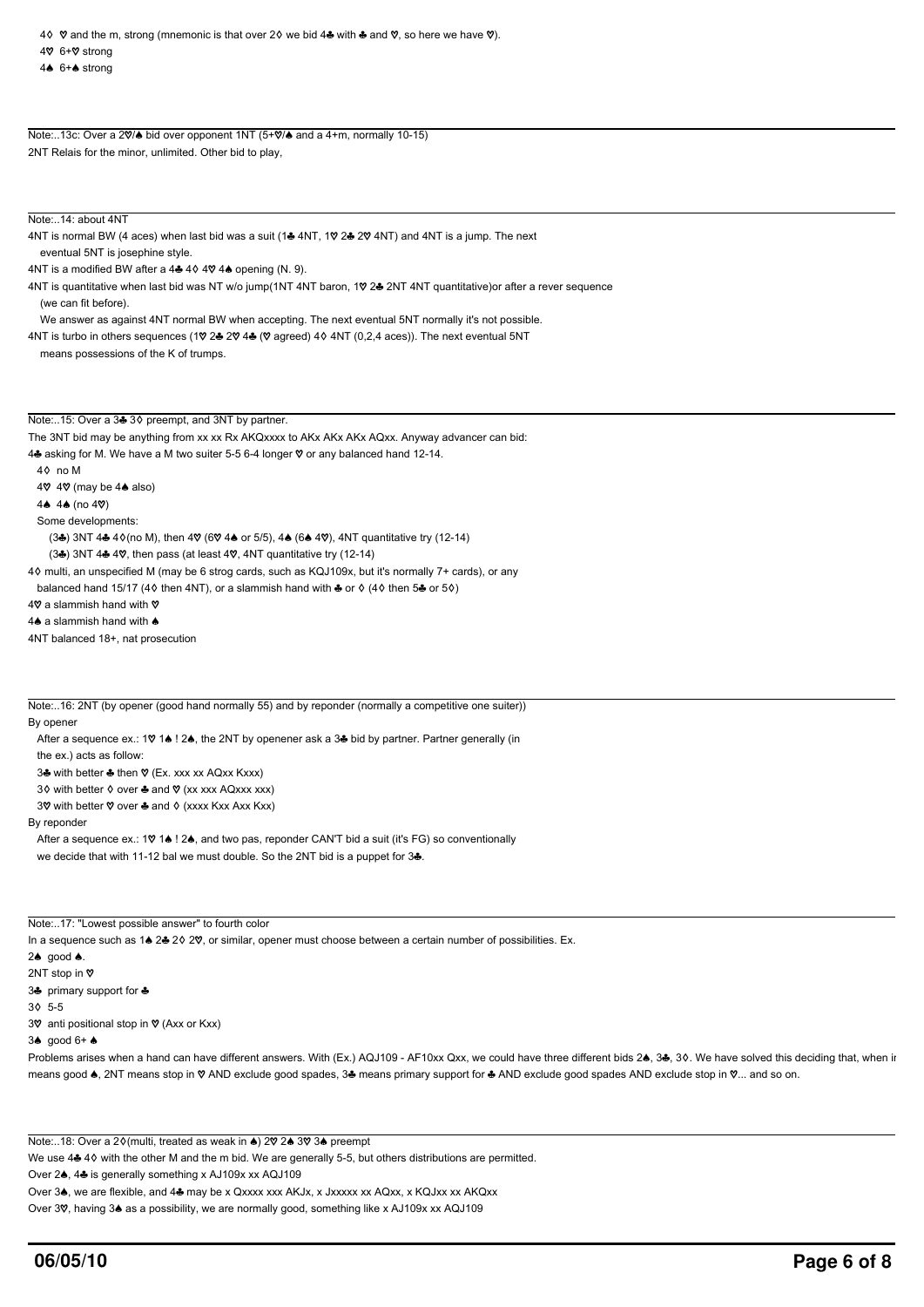4♢ ♡ and the m, strong (mnemonic is that over 2♢ we bid 4♣ with ♣ and ♡, so here we have ♡).

4♡ 6+♡ strong

4♠ 6+♠ strong

Note:..13c: Over a 2♡/♠ bid over opponent 1NT (5+♡/♠ and a 4+m, normally 10-15)

2NT Relais for the minor, unlimited. Other bid to play,

Note:..14: about 4NT

4NT is normal BW (4 aces) when last bid was a suit (1♣ 4NT, 1♡ 2♣ 2♡ 4NT) and 4NT is a jump. The next eventual 5NT is josephine style.

4NT is a modified BW after a 4♣ 4♢ 4♡ 4♠ opening (N. 9).

4NT is quantitative when last bid was NT w/o jump(1NT 4NT baron, 1♡ 2♣ 2NT 4NT quantitative)or after a rever sequence (we can fit before).

We answer as against 4NT normal BW when accepting. The next eventual 5NT normally it's not possible.

4NT is turbo in others sequences (1♡ 2♣ 2♡ 4♣ (♡ agreed) 4♢ 4NT (0,2,4 aces)). The next eventual 5NT means possessions of the K of trumps.

Note:..15: Over a 3♣ 3♢ preempt, and 3NT by partner.

The 3NT bid may be anything from xx xx Rx AKQxxxx to AKx AKx AKx AQxx. Anyway advancer can bid:

4♣ asking for M. We have a M two suiter 5-5 6-4 longer ♡ or any balanced hand 12-14.

- 4♢ no M
- 4♡ 4♡ (may be 4♠ also)
- 4♠ 4♠ (no 4♡)

Some developments:

- (3♣) 3NT 4♣ 4♢(no M), then 4♡ (6♡ 4♠ or 5/5), 4♠ (6♠ 4♡), 4NT quantitative try (12-14)
- (3♣) 3NT 4♣ 4♡, then pass (at least 4♡, 4NT quantitative try (12-14)

4♢ multi, an unspecified M (may be 6 strog cards, such as KQJ109x, but it's normally 7+ cards), or any balanced hand 15/17 (4♢ then 4NT), or a slammish hand with ♣ or ♢ (4♢ then 5♣ or 5♢)

4♡ a slammish hand with ♡

4♠ a slammish hand with ♠

4NT balanced 18+, nat prosecution

Note:..16: 2NT (by opener (good hand normally 55) and by reponder (normally a competitive one suiter))

By opener

After a sequence ex.: 1♡ 1♠ ! 2♠, the 2NT by openener ask a 3♣ bid by partner. Partner generally (in the ex.) acts as follow:

3♣ with better ♣ then ♡ (Ex. xxx xx AQxx Kxxx)

3♢ with better ♢ over ♣ and ♡ (xx xxx AQxxx xxx)

3♡ with better ♡ over ♣ and ♢ (xxxx Kxx Axx Kxx)

By reponder

After a sequence ex.: 1♡ 1♠ ! 2♠, and two pas, reponder CAN'T bid a suit (it's FG) so conventionally we decide that with 11-12 bal we must double. So the 2NT bid is a puppet for 3♣.

Note:..17: "Lowest possible answer" to fourth color

In a sequence such as 1♠ 2♣ 2♢ 2♡, or similar, opener must choose between a certain number of possibilities. Ex.

2♠ good ♠.

2NT stop in ♡

3♣ primary support for ♣

3♢ 5-5

3♡ anti positional stop in ♡ (Axx or Kxx)

3♠ good 6+ ♠

Problems arises when a hand can have different answers. With (Ex.) AQJ109 - AF10xx Qxx, we could have three different bids 2♠, 3♣, 3♢. We have solved this deciding that, when i means good ♠, 2NT means stop in ♡ AND exclude good spades, 3♣ means primary support for ♣ AND exclude good spades AND exclude stop in ♡... and so on.

Note:..18: Over a 2♢(multi, treated as weak in ♠) 2♡ 2♠ 3♡ 3♠ preempt

We use 4♣ 4♢ with the other M and the m bid. We are generally 5-5, but others distributions are permitted.

Over 2♠, 4♣ is generally something x AJ109x xx AQJ109

Over 3♠, we are flexible, and 4♣ may be x Qxxxx xxx AKJx, x Jxxxxx xx AQxx, x KQJxx xx AKQxx

Over 3♡, having 3♠ as a possibility, we are normally good, something like x AJ109x xx AQJ109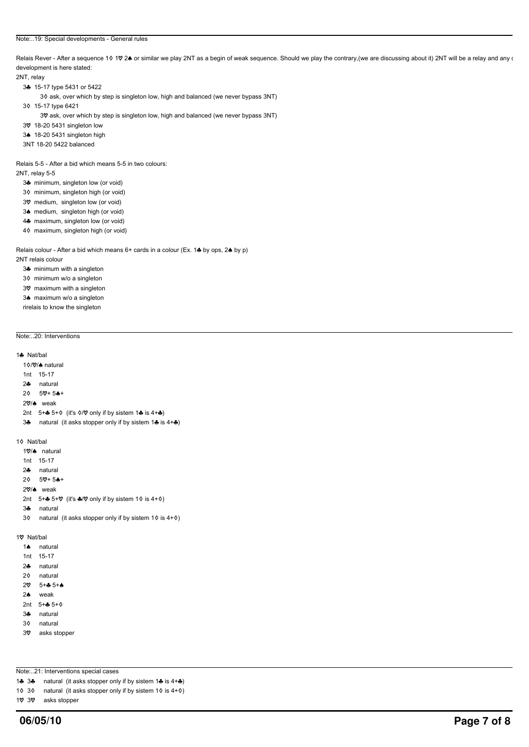Note:..19: Special developments - General rules

Relais Rever - After a sequence 1♢ 1♡ 2♠ or similar we play 2NT as a begin of weak sequence. Should we play the contrary,(we are discussing about it) 2NT will be a relay and any c development is here stated:

2NT, relay

- 3♣ 15-17 type 5431 or 5422
  - 3♢ ask, over which by step is singleton low, high and balanced (we never bypass 3NT)
- 3♢ 15-17 type 6421
  - 3♡ ask, over which by step is singleton low, high and balanced (we never bypass 3NT)
- 3♡ 18-20 5431 singleton low
- 3♠ 18-20 5431 singleton high
- 3NT 18-20 5422 balanced

Relais 5-5 - After a bid which means 5-5 in two colours:

2NT, relay 5-5

- 3♣ minimum, singleton low (or void)
- 3♢ minimum, singleton high (or void)
- 3♡ medium, singleton low (or void)
- 3♠ medium, singleton high (or void)
- 4♣ maximum, singleton low (or void)
- 4♢ maximum, singleton high (or void)

Relais colour - After a bid which means 6+ cards in a colour (Ex. 1♣ by ops, 2♠ by p)

2NT relais colour

- 3♣ minimum with a singleton
- 3♢ minimum w/o a singleton
- 3♡ maximum with a singleton
- 3♠ maximum w/o a singleton
- rirelais to know the singleton

Note:..20: Interventions

1♣ Nat/bal

- 1♢/♡/♠ natural
- 1nt 15-17
- 2♣ natural
- 2♢ 5♡+ 5♠+
- 2♡/♠ weak
- 2nt 5+♣ 5+♢ (it's ♢/♡ only if by sistem 1♣ is 4+♣)
- 3♣ natural (it asks stopper only if by sistem 1♣ is 4+♣)

1♢ Nat/bal

- 1♡/♠ natural
- 1nt 15-17
- 2♣ natural
- 2♢ 5♡+ 5♠+
- 2♡/♠ weak
- 2nt 5+♣ 5+♡ (it's ♣/♡ only if by sistem 1♢ is 4+♢)
- 3♣ natural
- 3♢ natural (it asks stopper only if by sistem 1♢ is 4+♢)

1♡ Nat/bal

- 1♠ natural
- 1nt 15-17
- 2♣ natural
- 2♢ natural
- 2♡ 5+♣ 5+♠
- 2♠ weak
- 2nt 5+♣ 5+♢
- 3♣ natural
- 3♢ natural
- 3♡ asks stopper

Note:..21: Interventions special cases

- 1♣ 3♣ natural (it asks stopper only if by sistem 1♣ is 4+♣)
- 1♢ 3♢ natural (it asks stopper only if by sistem 1♢ is 4+♢)
- 1♡ 3♡ asks stopper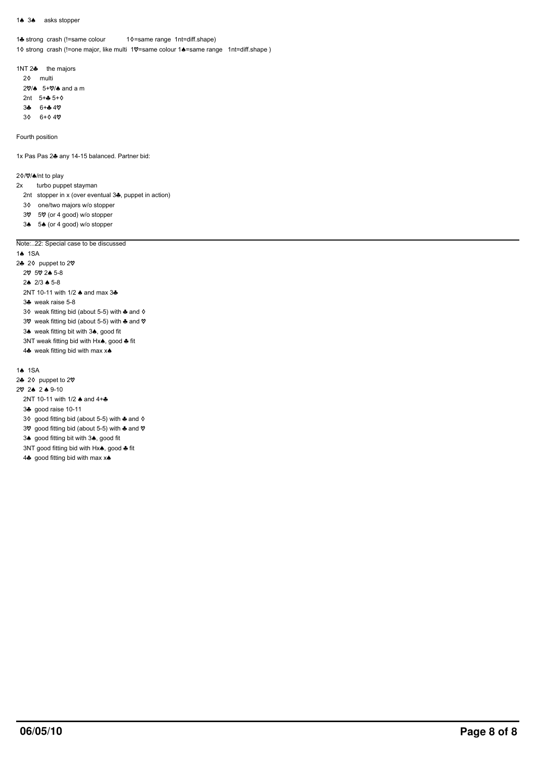1♠ 3♠ asks stopper

1♣ strong crash (!=same colour 1◊=same range 1nt=diff.shape)
1◊ strong crash (!=one major, like multi 1♡=same colour 1♠=same range 1nt=diff.shape )

1NT 2♣ the majors
2◊ multi
2♡/♠ 5+♡/♠ and a m
2nt 5+♣ 5+◊
3♣ 6+♣ 4♡
3◊ 6+◊ 4♡

Fourth position

1x Pas Pas 2♣ any 14-15 balanced. Partner bid:

2◊/♡/♠/nt to play
2x turbo puppet stayman
2nt stopper in x (over eventual 3♣, puppet in action)
3◊ one/two majors w/o stopper
3♡ 5♡ (or 4 good) w/o stopper
3♠ 5♠ (or 4 good) w/o stopper

Note:..22: Special case to be discussed

1♠ 1SA
2♣ 2◊ puppet to 2♡
2♡ 5♡ 2♠ 5-8
2♠ 2/3 ♠ 5-8
2NT 10-11 with 1/2 ♠ and max 3♣
3♣ weak raise 5-8
3◊ weak fitting bid (about 5-5) with ♣ and ◊
3♡ weak fitting bid (about 5-5) with ♣ and ♡
3♠ weak fitting bit with 3♠, good fit
3NT weak fitting bid with Hx♠, good ♣ fit
4♣ weak fitting bid with max x♠

1♠ 1SA
2♣ 2◊ puppet to 2♡
2♡ 2♠ 2 ♠ 9-10
2NT 10-11 with 1/2 ♠ and 4+♣
3♣ good raise 10-11
3◊ good fitting bid (about 5-5) with ♣ and ◊
3♡ good fitting bid (about 5-5) with ♣ and ♡
3♠ good fitting bit with 3♠, good fit
3NT good fitting bid with Hx♠, good ♣ fit
4♣ good fitting bid with max x♠

06/05/10